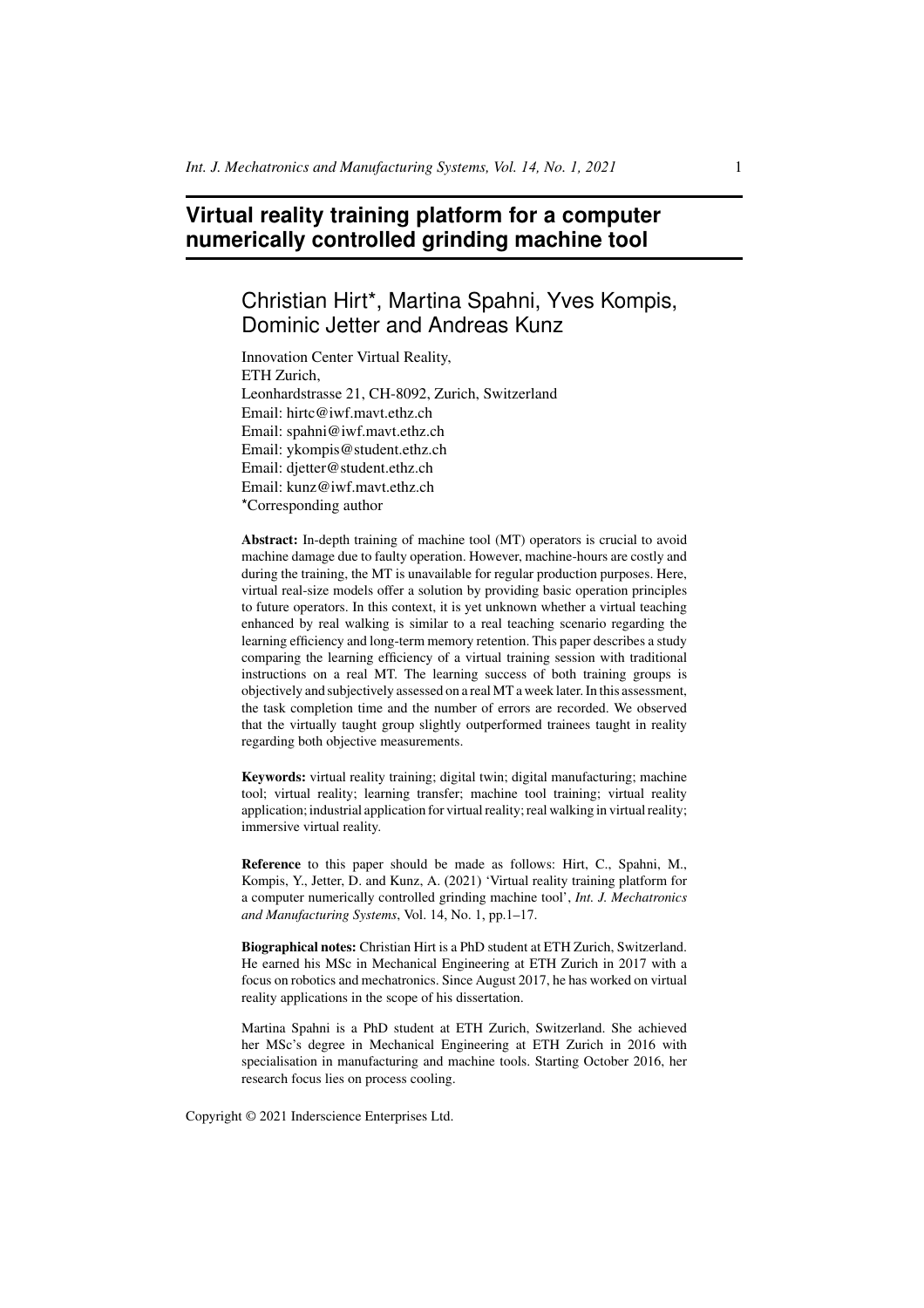# Virtual reality training platform for a computer numerically controlled grinding machine tool

## Christian Hirt*, Martina Spahni, Yves Kompis, Dominic Jetter and Andreas Kunz

Innovation Center Virtual Reality,
ETH Zurich,
Leonhardstrasse 21, CH-8092, Zurich, Switzerland
Email: hirtc@iwf.mavt.ethz.ch
Email: spahni@iwf.mavt.ethz.ch
Email: ykompis@student.ethz.ch
Email: djetter@student.ethz.ch
Email: kunz@iwf.mavt.ethz.ch
*Corresponding author

**Abstract:** In-depth training of machine tool (MT) operators is crucial to avoid machine damage due to faulty operation. However, machine-hours are costly and during the training, the MT is unavailable for regular production purposes. Here, virtual real-size models offer a solution by providing basic operation principles to future operators. In this context, it is yet unknown whether a virtual teaching enhanced by real walking is similar to a real teaching scenario regarding the learning efficiency and long-term memory retention. This paper describes a study comparing the learning efficiency of a virtual training session with traditional instructions on a real MT. The learning success of both training groups is objectively and subjectively assessed on a real MT a week later. In this assessment, the task completion time and the number of errors are recorded. We observed that the virtually taught group slightly outperformed trainees taught in reality regarding both objective measurements.

**Keywords:** virtual reality training; digital twin; digital manufacturing; machine tool; virtual reality; learning transfer; machine tool training; virtual reality application; industrial application for virtual reality; real walking in virtual reality; immersive virtual reality.

**Reference** to this paper should be made as follows: Hirt, C., Spahni, M., Kompis, Y., Jetter, D. and Kunz, A. (2021) 'Virtual reality training platform for a computer numerically controlled grinding machine tool', *Int. J. Mechatronics and Manufacturing Systems*, Vol. 14, No. 1, pp.1–17.

**Biographical notes:** Christian Hirt is a PhD student at ETH Zurich, Switzerland. He earned his MSc in Mechanical Engineering at ETH Zurich in 2017 with a focus on robotics and mechatronics. Since August 2017, he has worked on virtual reality applications in the scope of his dissertation.

Martina Spahni is a PhD student at ETH Zurich, Switzerland. She achieved her MSc's degree in Mechanical Engineering at ETH Zurich in 2016 with specialisation in manufacturing and machine tools. Starting October 2016, her research focus lies on process cooling.

Copyright © 2021 Inderscience Enterprises Ltd.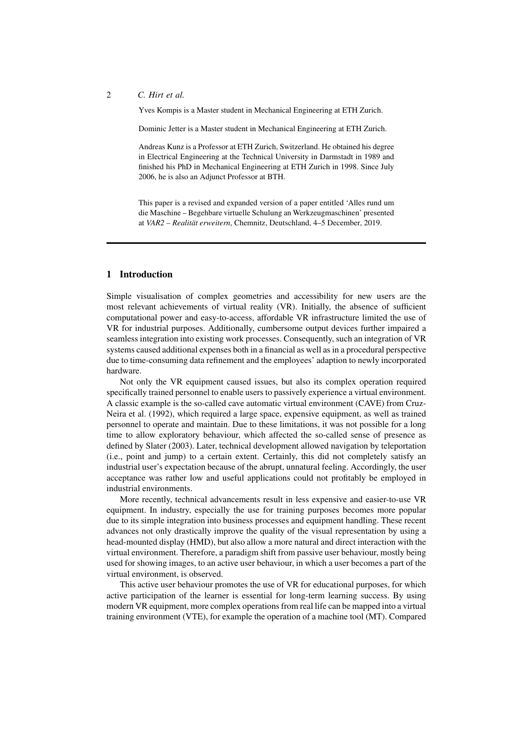Yves Kompis is a Master student in Mechanical Engineering at ETH Zurich.

Dominic Jetter is a Master student in Mechanical Engineering at ETH Zurich.

Andreas Kunz is a Professor at ETH Zurich, Switzerland. He obtained his degree in Electrical Engineering at the Technical University in Darmstadt in 1989 and finished his PhD in Mechanical Engineering at ETH Zurich in 1998. Since July 2006, he is also an Adjunct Professor at BTH.

This paper is a revised and expanded version of a paper entitled 'Alles rund um die Maschine – Begehbare virtuelle Schulung an Werkzeugmaschinen' presented at *VAR2 – Realität erweitern*, Chemnitz, Deutschland, 4–5 December, 2019.

## 1 Introduction

Simple visualisation of complex geometries and accessibility for new users are the most relevant achievements of virtual reality (VR). Initially, the absence of sufficient computational power and easy-to-access, affordable VR infrastructure limited the use of VR for industrial purposes. Additionally, cumbersome output devices further impaired a seamless integration into existing work processes. Consequently, such an integration of VR systems caused additional expenses both in a financial as well as in a procedural perspective due to time-consuming data refinement and the employees' adaption to newly incorporated hardware.

Not only the VR equipment caused issues, but also its complex operation required specifically trained personnel to enable users to passively experience a virtual environment. A classic example is the so-called cave automatic virtual environment (CAVE) from Cruz-Neira et al. (1992), which required a large space, expensive equipment, as well as trained personnel to operate and maintain. Due to these limitations, it was not possible for a long time to allow exploratory behaviour, which affected the so-called sense of presence as defined by Slater (2003). Later, technical development allowed navigation by teleportation (i.e., point and jump) to a certain extent. Certainly, this did not completely satisfy an industrial user's expectation because of the abrupt, unnatural feeling. Accordingly, the user acceptance was rather low and useful applications could not profitably be employed in industrial environments.

More recently, technical advancements result in less expensive and easier-to-use VR equipment. In industry, especially the use for training purposes becomes more popular due to its simple integration into business processes and equipment handling. These recent advances not only drastically improve the quality of the visual representation by using a head-mounted display (HMD), but also allow a more natural and direct interaction with the virtual environment. Therefore, a paradigm shift from passive user behaviour, mostly being used for showing images, to an active user behaviour, in which a user becomes a part of the virtual environment, is observed.

This active user behaviour promotes the use of VR for educational purposes, for which active participation of the learner is essential for long-term learning success. By using modern VR equipment, more complex operations from real life can be mapped into a virtual training environment (VTE), for example the operation of a machine tool (MT). Compared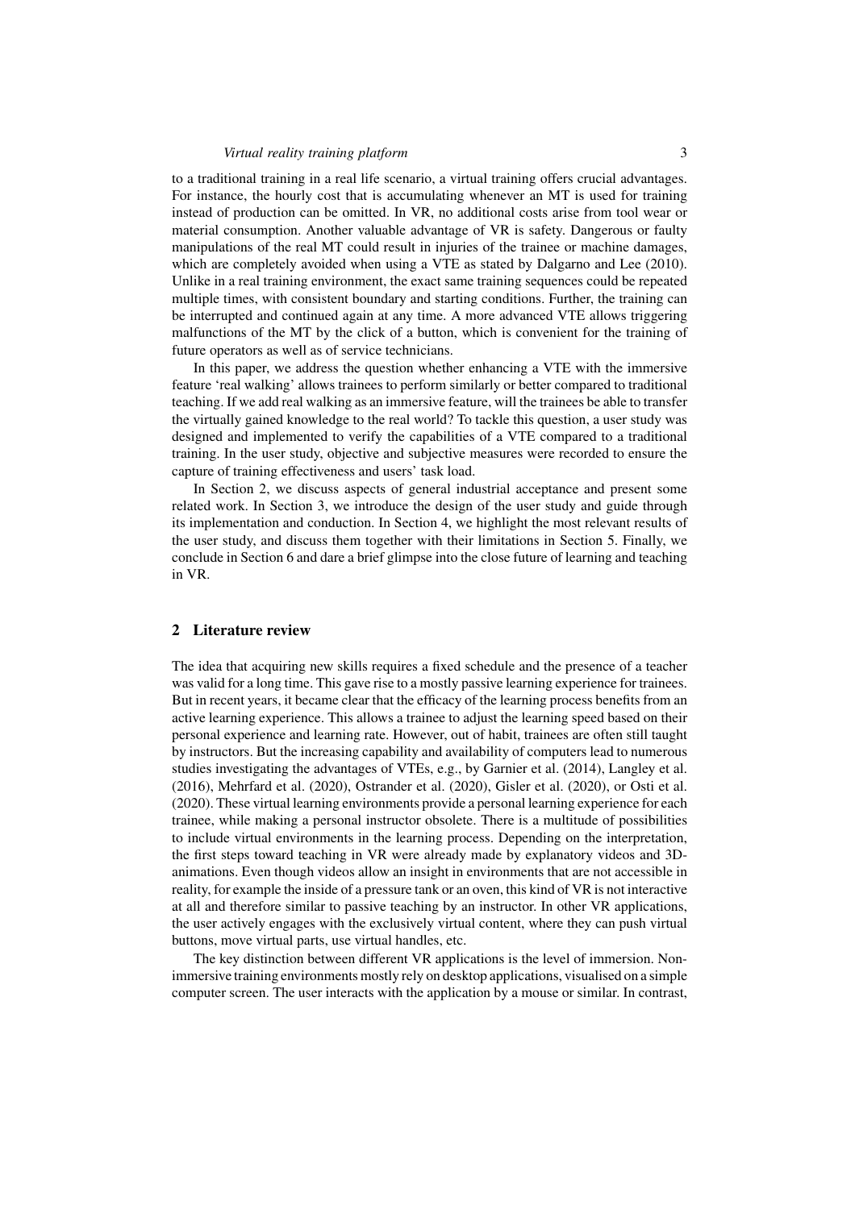to a traditional training in a real life scenario, a virtual training offers crucial advantages. For instance, the hourly cost that is accumulating whenever an MT is used for training instead of production can be omitted. In VR, no additional costs arise from tool wear or material consumption. Another valuable advantage of VR is safety. Dangerous or faulty manipulations of the real MT could result in injuries of the trainee or machine damages, which are completely avoided when using a VTE as stated by Dalgarno and Lee (2010). Unlike in a real training environment, the exact same training sequences could be repeated multiple times, with consistent boundary and starting conditions. Further, the training can be interrupted and continued again at any time. A more advanced VTE allows triggering malfunctions of the MT by the click of a button, which is convenient for the training of future operators as well as of service technicians.

In this paper, we address the question whether enhancing a VTE with the immersive feature 'real walking' allows trainees to perform similarly or better compared to traditional teaching. If we add real walking as an immersive feature, will the trainees be able to transfer the virtually gained knowledge to the real world? To tackle this question, a user study was designed and implemented to verify the capabilities of a VTE compared to a traditional training. In the user study, objective and subjective measures were recorded to ensure the capture of training effectiveness and users' task load.

In Section 2, we discuss aspects of general industrial acceptance and present some related work. In Section 3, we introduce the design of the user study and guide through its implementation and conduction. In Section 4, we highlight the most relevant results of the user study, and discuss them together with their limitations in Section 5. Finally, we conclude in Section 6 and dare a brief glimpse into the close future of learning and teaching in VR.

## 2 Literature review

The idea that acquiring new skills requires a fixed schedule and the presence of a teacher was valid for a long time. This gave rise to a mostly passive learning experience for trainees. But in recent years, it became clear that the efficacy of the learning process benefits from an active learning experience. This allows a trainee to adjust the learning speed based on their personal experience and learning rate. However, out of habit, trainees are often still taught by instructors. But the increasing capability and availability of computers lead to numerous studies investigating the advantages of VTEs, e.g., by Garnier et al. (2014), Langley et al. (2016), Mehrfard et al. (2020), Ostrander et al. (2020), Gisler et al. (2020), or Osti et al. (2020). These virtual learning environments provide a personal learning experience for each trainee, while making a personal instructor obsolete. There is a multitude of possibilities to include virtual environments in the learning process. Depending on the interpretation, the first steps toward teaching in VR were already made by explanatory videos and 3D-animations. Even though videos allow an insight in environments that are not accessible in reality, for example the inside of a pressure tank or an oven, this kind of VR is not interactive at all and therefore similar to passive teaching by an instructor. In other VR applications, the user actively engages with the exclusively virtual content, where they can push virtual buttons, move virtual parts, use virtual handles, etc.

The key distinction between different VR applications is the level of immersion. Non-immersive training environments mostly rely on desktop applications, visualised on a simple computer screen. The user interacts with the application by a mouse or similar. In contrast,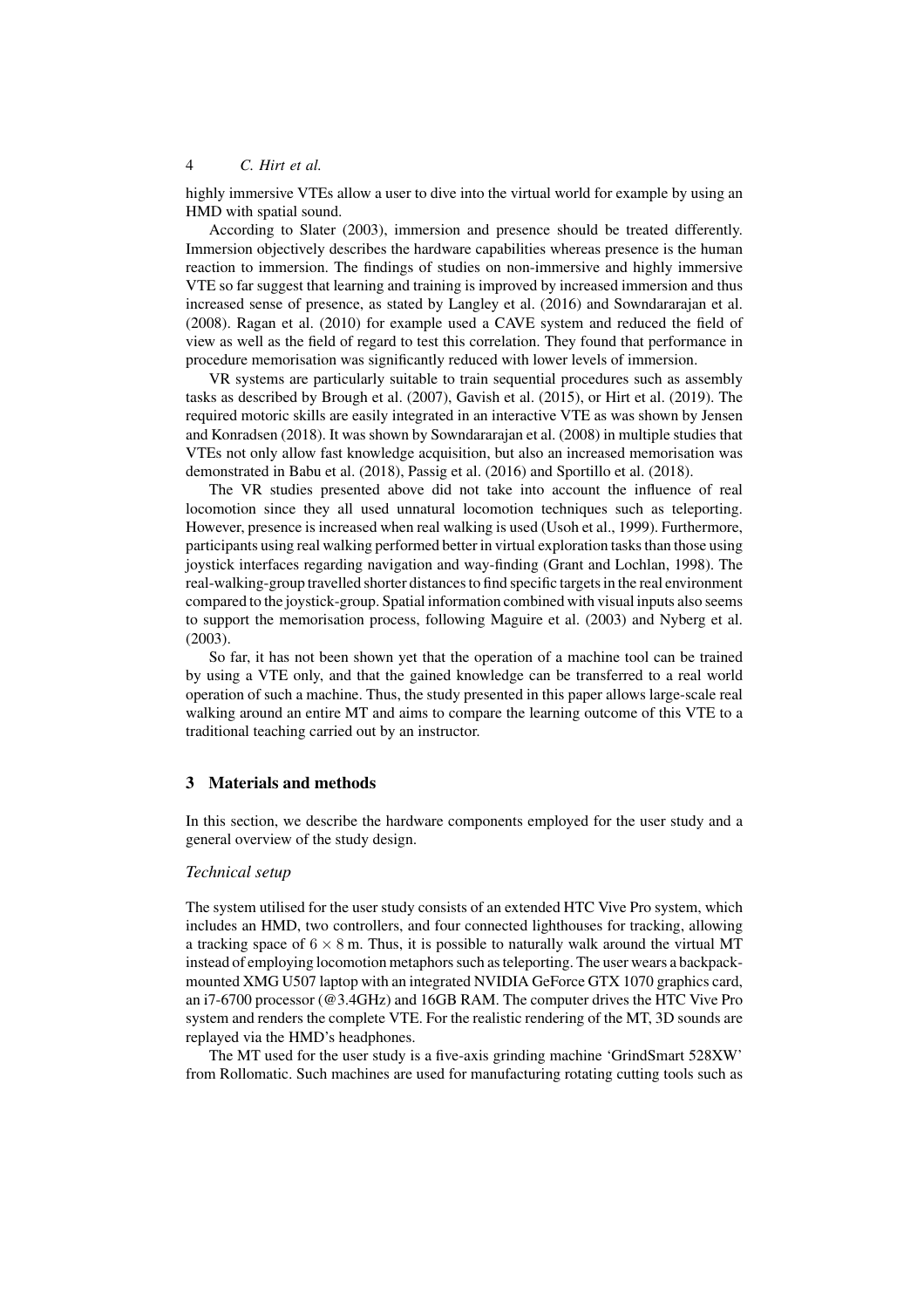highly immersive VTEs allow a user to dive into the virtual world for example by using an HMD with spatial sound.

According to Slater (2003), immersion and presence should be treated differently. Immersion objectively describes the hardware capabilities whereas presence is the human reaction to immersion. The findings of studies on non-immersive and highly immersive VTE so far suggest that learning and training is improved by increased immersion and thus increased sense of presence, as stated by Langley et al. (2016) and Sowndararajan et al. (2008). Ragan et al. (2010) for example used a CAVE system and reduced the field of view as well as the field of regard to test this correlation. They found that performance in procedure memorisation was significantly reduced with lower levels of immersion.

VR systems are particularly suitable to train sequential procedures such as assembly tasks as described by Brough et al. (2007), Gavish et al. (2015), or Hirt et al. (2019). The required motoric skills are easily integrated in an interactive VTE as was shown by Jensen and Konradsen (2018). It was shown by Sowndararajan et al. (2008) in multiple studies that VTEs not only allow fast knowledge acquisition, but also an increased memorisation was demonstrated in Babu et al. (2018), Passig et al. (2016) and Sportillo et al. (2018).

The VR studies presented above did not take into account the influence of real locomotion since they all used unnatural locomotion techniques such as teleporting. However, presence is increased when real walking is used (Usoh et al., 1999). Furthermore, participants using real walking performed better in virtual exploration tasks than those using joystick interfaces regarding navigation and way-finding (Grant and Lochlan, 1998). The real-walking-group travelled shorter distances to find specific targets in the real environment compared to the joystick-group. Spatial information combined with visual inputs also seems to support the memorisation process, following Maguire et al. (2003) and Nyberg et al. (2003).

So far, it has not been shown yet that the operation of a machine tool can be trained by using a VTE only, and that the gained knowledge can be transferred to a real world operation of such a machine. Thus, the study presented in this paper allows large-scale real walking around an entire MT and aims to compare the learning outcome of this VTE to a traditional teaching carried out by an instructor.

## 3 Materials and methods

In this section, we describe the hardware components employed for the user study and a general overview of the study design.

### *Technical setup*

The system utilised for the user study consists of an extended HTC Vive Pro system, which includes an HMD, two controllers, and four connected lighthouses for tracking, allowing a tracking space of $6 \times 8$ m. Thus, it is possible to naturally walk around the virtual MT instead of employing locomotion metaphors such as teleporting. The user wears a backpack-mounted XMG U507 laptop with an integrated NVIDIA GeForce GTX 1070 graphics card, an i7-6700 processor (@3.4GHz) and 16GB RAM. The computer drives the HTC Vive Pro system and renders the complete VTE. For the realistic rendering of the MT, 3D sounds are replayed via the HMD's headphones.

The MT used for the user study is a five-axis grinding machine 'GrindSmart 528XW' from Rollomatic. Such machines are used for manufacturing rotating cutting tools such as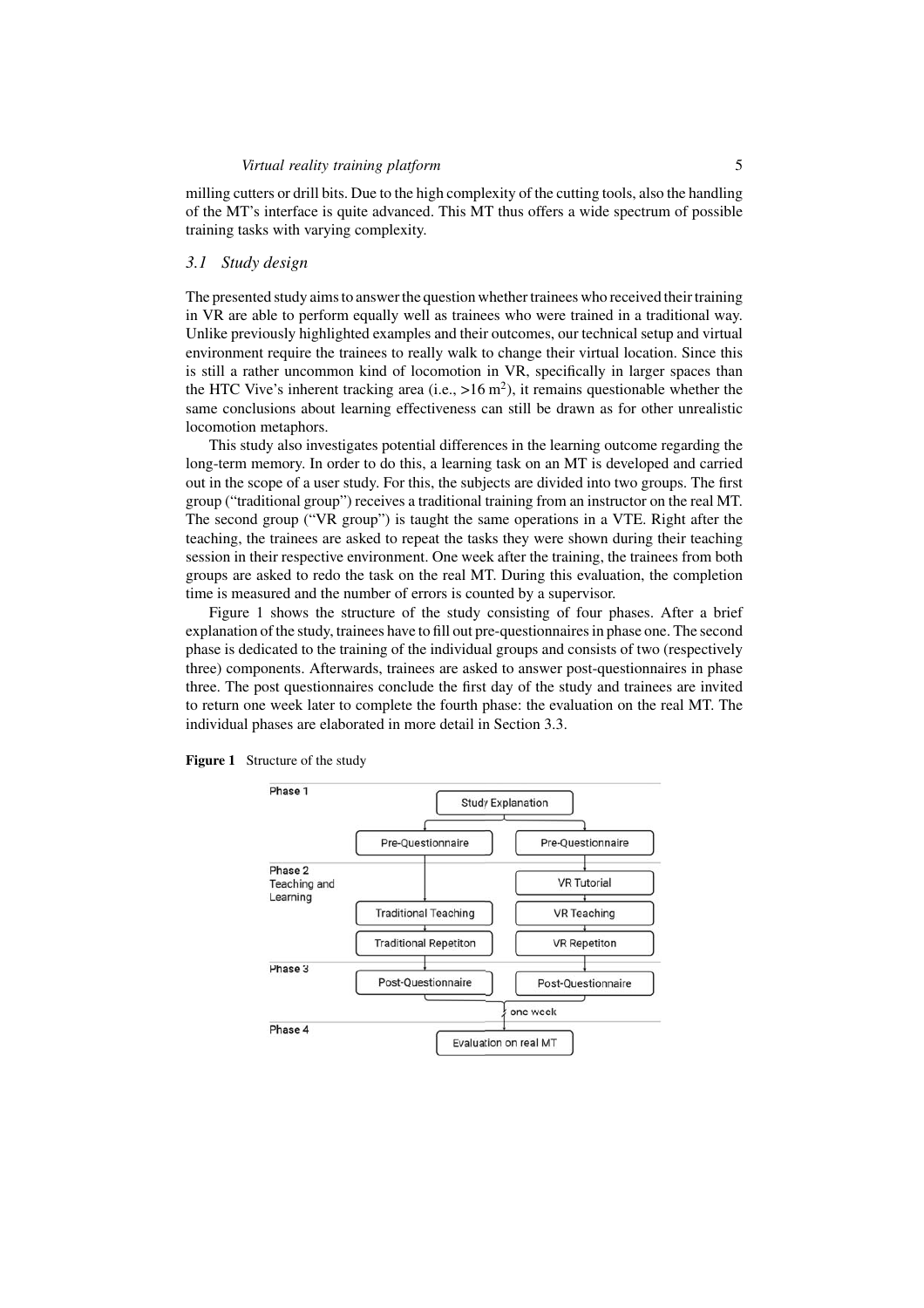milling cutters or drill bits. Due to the high complexity of the cutting tools, also the handling of the MT's interface is quite advanced. This MT thus offers a wide spectrum of possible training tasks with varying complexity.

### *3.1 Study design*

The presented study aims to answer the question whether trainees who received their training in VR are able to perform equally well as trainees who were trained in a traditional way. Unlike previously highlighted examples and their outcomes, our technical setup and virtual environment require the trainees to really walk to change their virtual location. Since this is still a rather uncommon kind of locomotion in VR, specifically in larger spaces than the HTC Vive's inherent tracking area (i.e., >16 m$^2$), it remains questionable whether the same conclusions about learning effectiveness can still be drawn as for other unrealistic locomotion metaphors.

This study also investigates potential differences in the learning outcome regarding the long-term memory. In order to do this, a learning task on an MT is developed and carried out in the scope of a user study. For this, the subjects are divided into two groups. The first group ("traditional group") receives a traditional training from an instructor on the real MT. The second group ("VR group") is taught the same operations in a VTE. Right after the teaching, the trainees are asked to repeat the tasks they were shown during their teaching session in their respective environment. One week after the training, the trainees from both groups are asked to redo the task on the real MT. During this evaluation, the completion time is measured and the number of errors is counted by a supervisor.

Figure 1 shows the structure of the study consisting of four phases. After a brief explanation of the study, trainees have to fill out pre-questionnaires in phase one. The second phase is dedicated to the training of the individual groups and consists of two (respectively three) components. Afterwards, trainees are asked to answer post-questionnaires in phase three. The post questionnaires conclude the first day of the study and trainees are invited to return one week later to complete the fourth phase: the evaluation on the real MT. The individual phases are elaborated in more detail in Section 3.3.

**Figure 1** Structure of the study

Phase 1: Study Explanation → Pre-Questionnaire | Pre-Questionnaire

Phase 2 Teaching and Learning: Traditional Teaching → Traditional Repetiton | VR Tutorial → VR Teaching → VR Repetiton

Phase 3: Post-Questionnaire | Post-Questionnaire

one week

Phase 4: Evaluation on real MT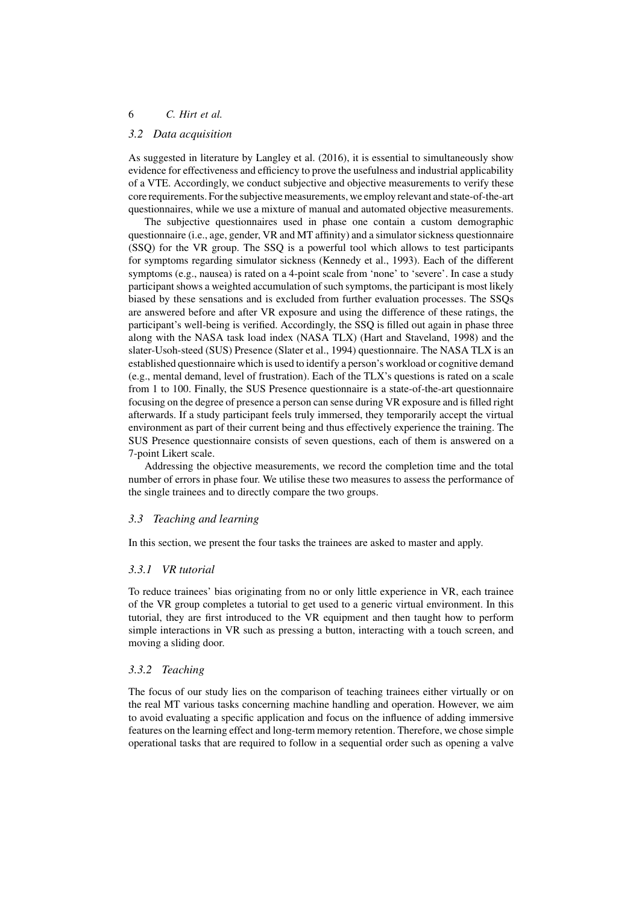### 3.2 Data acquisition

As suggested in literature by Langley et al. (2016), it is essential to simultaneously show evidence for effectiveness and efficiency to prove the usefulness and industrial applicability of a VTE. Accordingly, we conduct subjective and objective measurements to verify these core requirements. For the subjective measurements, we employ relevant and state-of-the-art questionnaires, while we use a mixture of manual and automated objective measurements.

The subjective questionnaires used in phase one contain a custom demographic questionnaire (i.e., age, gender, VR and MT affinity) and a simulator sickness questionnaire (SSQ) for the VR group. The SSQ is a powerful tool which allows to test participants for symptoms regarding simulator sickness (Kennedy et al., 1993). Each of the different symptoms (e.g., nausea) is rated on a 4-point scale from 'none' to 'severe'. In case a study participant shows a weighted accumulation of such symptoms, the participant is most likely biased by these sensations and is excluded from further evaluation processes. The SSQs are answered before and after VR exposure and using the difference of these ratings, the participant's well-being is verified. Accordingly, the SSQ is filled out again in phase three along with the NASA task load index (NASA TLX) (Hart and Staveland, 1998) and the slater-Usoh-steed (SUS) Presence (Slater et al., 1994) questionnaire. The NASA TLX is an established questionnaire which is used to identify a person's workload or cognitive demand (e.g., mental demand, level of frustration). Each of the TLX's questions is rated on a scale from 1 to 100. Finally, the SUS Presence questionnaire is a state-of-the-art questionnaire focusing on the degree of presence a person can sense during VR exposure and is filled right afterwards. If a study participant feels truly immersed, they temporarily accept the virtual environment as part of their current being and thus effectively experience the training. The SUS Presence questionnaire consists of seven questions, each of them is answered on a 7-point Likert scale.

Addressing the objective measurements, we record the completion time and the total number of errors in phase four. We utilise these two measures to assess the performance of the single trainees and to directly compare the two groups.

### 3.3 Teaching and learning

In this section, we present the four tasks the trainees are asked to master and apply.

#### 3.3.1 VR tutorial

To reduce trainees' bias originating from no or only little experience in VR, each trainee of the VR group completes a tutorial to get used to a generic virtual environment. In this tutorial, they are first introduced to the VR equipment and then taught how to perform simple interactions in VR such as pressing a button, interacting with a touch screen, and moving a sliding door.

#### 3.3.2 Teaching

The focus of our study lies on the comparison of teaching trainees either virtually or on the real MT various tasks concerning machine handling and operation. However, we aim to avoid evaluating a specific application and focus on the influence of adding immersive features on the learning effect and long-term memory retention. Therefore, we chose simple operational tasks that are required to follow in a sequential order such as opening a valve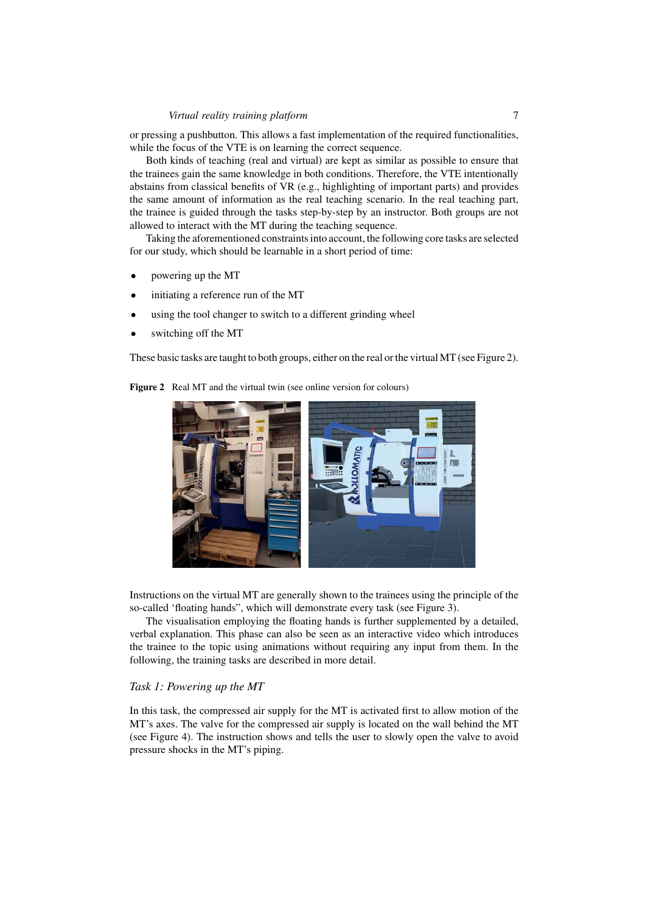or pressing a pushbutton. This allows a fast implementation of the required functionalities, while the focus of the VTE is on learning the correct sequence.

Both kinds of teaching (real and virtual) are kept as similar as possible to ensure that the trainees gain the same knowledge in both conditions. Therefore, the VTE intentionally abstains from classical benefits of VR (e.g., highlighting of important parts) and provides the same amount of information as the real teaching scenario. In the real teaching part, the trainee is guided through the tasks step-by-step by an instructor. Both groups are not allowed to interact with the MT during the teaching sequence.

Taking the aforementioned constraints into account, the following core tasks are selected for our study, which should be learnable in a short period of time:

- powering up the MT
- initiating a reference run of the MT
- using the tool changer to switch to a different grinding wheel
- switching off the MT

These basic tasks are taught to both groups, either on the real or the virtual MT (see Figure 2).

**Figure 2** Real MT and the virtual twin (see online version for colours)

Instructions on the virtual MT are generally shown to the trainees using the principle of the so-called 'floating hands", which will demonstrate every task (see Figure 3).

The visualisation employing the floating hands is further supplemented by a detailed, verbal explanation. This phase can also be seen as an interactive video which introduces the trainee to the topic using animations without requiring any input from them. In the following, the training tasks are described in more detail.

### *Task 1: Powering up the MT*

In this task, the compressed air supply for the MT is activated first to allow motion of the MT's axes. The valve for the compressed air supply is located on the wall behind the MT (see Figure 4). The instruction shows and tells the user to slowly open the valve to avoid pressure shocks in the MT's piping.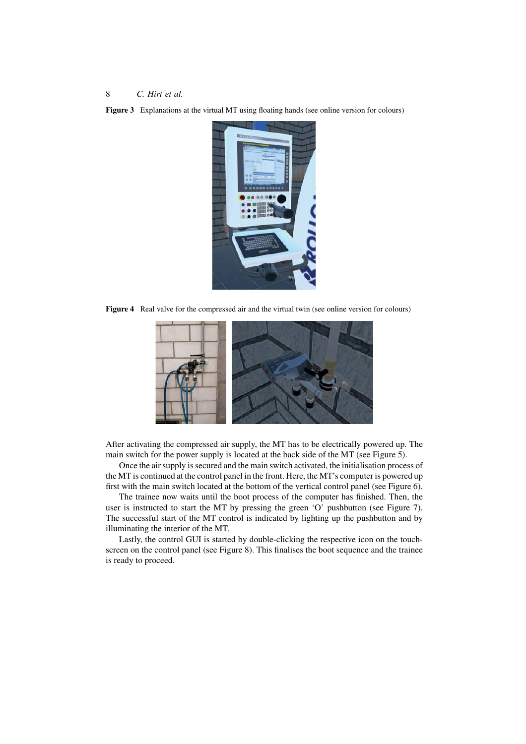**Figure 3** Explanations at the virtual MT using floating hands (see online version for colours)

**Figure 4** Real valve for the compressed air and the virtual twin (see online version for colours)

After activating the compressed air supply, the MT has to be electrically powered up. The main switch for the power supply is located at the back side of the MT (see Figure 5).

Once the air supply is secured and the main switch activated, the initialisation process of the MT is continued at the control panel in the front. Here, the MT's computer is powered up first with the main switch located at the bottom of the vertical control panel (see Figure 6).

The trainee now waits until the boot process of the computer has finished. Then, the user is instructed to start the MT by pressing the green 'O' pushbutton (see Figure 7). The successful start of the MT control is indicated by lighting up the pushbutton and by illuminating the interior of the MT.

Lastly, the control GUI is started by double-clicking the respective icon on the touch-screen on the control panel (see Figure 8). This finalises the boot sequence and the trainee is ready to proceed.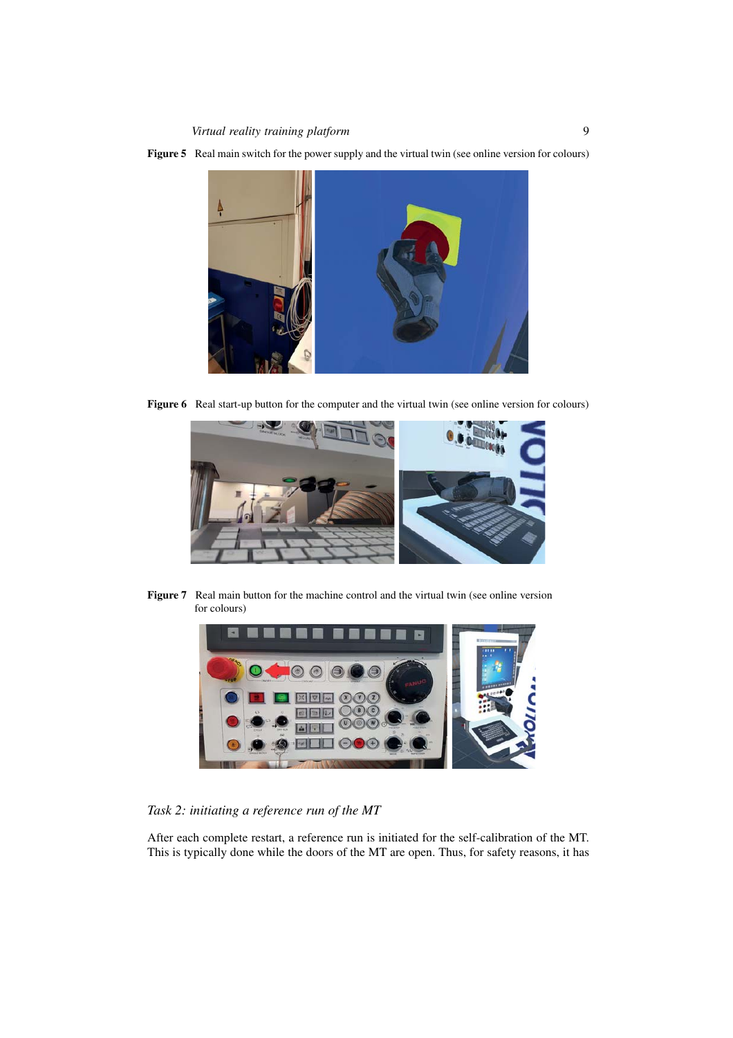**Figure 5** Real main switch for the power supply and the virtual twin (see online version for colours)

**Figure 6** Real start-up button for the computer and the virtual twin (see online version for colours)

**Figure 7** Real main button for the machine control and the virtual twin (see online version for colours)

*Task 2: initiating a reference run of the MT*

After each complete restart, a reference run is initiated for the self-calibration of the MT. This is typically done while the doors of the MT are open. Thus, for safety reasons, it has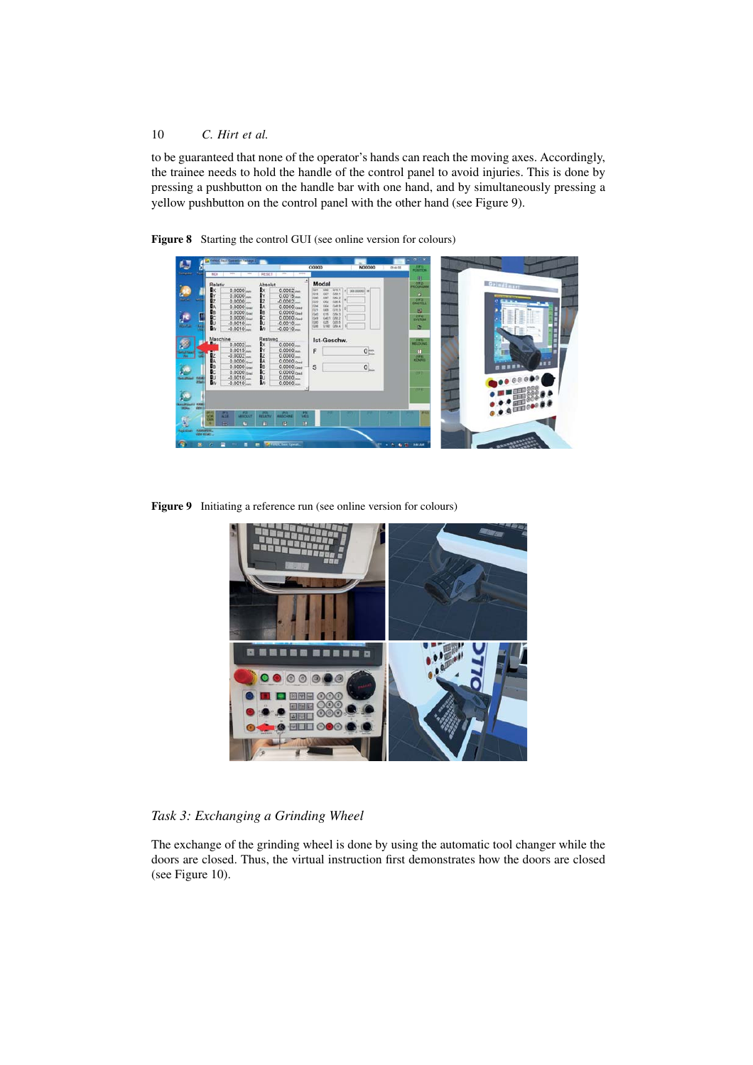to be guaranteed that none of the operator's hands can reach the moving axes. Accordingly, the trainee needs to hold the handle of the control panel to avoid injuries. This is done by pressing a pushbutton on the handle bar with one hand, and by simultaneously pressing a yellow pushbutton on the control panel with the other hand (see Figure 9).

**Figure 8** Starting the control GUI (see online version for colours)

**Figure 9** Initiating a reference run (see online version for colours)

### *Task 3: Exchanging a Grinding Wheel*

The exchange of the grinding wheel is done by using the automatic tool changer while the doors are closed. Thus, the virtual instruction first demonstrates how the doors are closed (see Figure 10).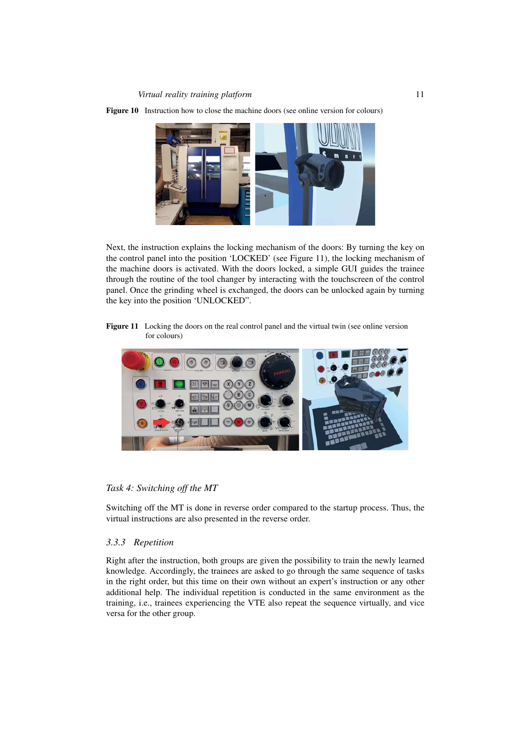**Figure 10** Instruction how to close the machine doors (see online version for colours)

Next, the instruction explains the locking mechanism of the doors: By turning the key on the control panel into the position 'LOCKED' (see Figure 11), the locking mechanism of the machine doors is activated. With the doors locked, a simple GUI guides the trainee through the routine of the tool changer by interacting with the touchscreen of the control panel. Once the grinding wheel is exchanged, the doors can be unlocked again by turning the key into the position 'UNLOCKED".

**Figure 11** Locking the doors on the real control panel and the virtual twin (see online version for colours)

*Task 4: Switching off the MT*

Switching off the MT is done in reverse order compared to the startup process. Thus, the virtual instructions are also presented in the reverse order.

### 3.3.3 *Repetition*

Right after the instruction, both groups are given the possibility to train the newly learned knowledge. Accordingly, the trainees are asked to go through the same sequence of tasks in the right order, but this time on their own without an expert's instruction or any other additional help. The individual repetition is conducted in the same environment as the training, i.e., trainees experiencing the VTE also repeat the sequence virtually, and vice versa for the other group.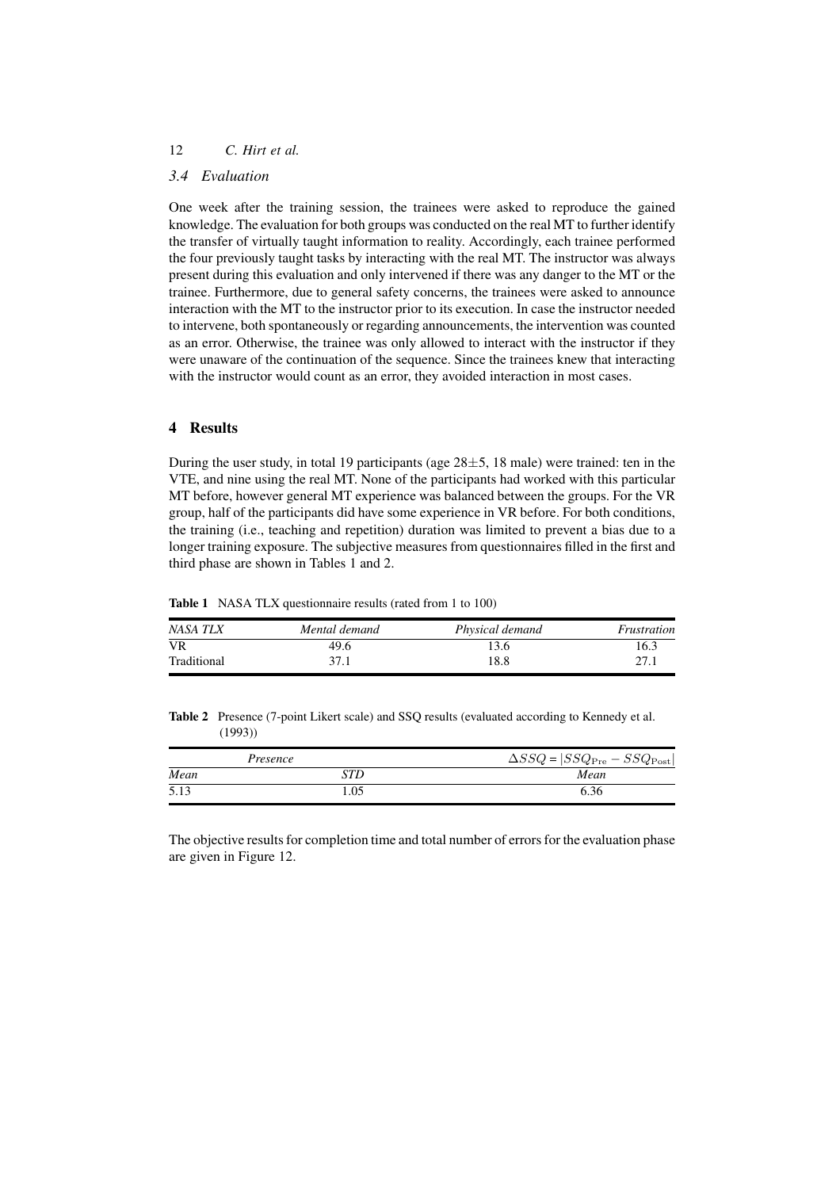### 3.4 Evaluation

One week after the training session, the trainees were asked to reproduce the gained knowledge. The evaluation for both groups was conducted on the real MT to further identify the transfer of virtually taught information to reality. Accordingly, each trainee performed the four previously taught tasks by interacting with the real MT. The instructor was always present during this evaluation and only intervened if there was any danger to the MT or the trainee. Furthermore, due to general safety concerns, the trainees were asked to announce interaction with the MT to the instructor prior to its execution. In case the instructor needed to intervene, both spontaneously or regarding announcements, the intervention was counted as an error. Otherwise, the trainee was only allowed to interact with the instructor if they were unaware of the continuation of the sequence. Since the trainees knew that interacting with the instructor would count as an error, they avoided interaction in most cases.

## 4 Results

During the user study, in total 19 participants (age 28±5, 18 male) were trained: ten in the VTE, and nine using the real MT. None of the participants had worked with this particular MT before, however general MT experience was balanced between the groups. For the VR group, half of the participants did have some experience in VR before. For both conditions, the training (i.e., teaching and repetition) duration was limited to prevent a bias due to a longer training exposure. The subjective measures from questionnaires filled in the first and third phase are shown in Tables 1 and 2.

**Table 1** NASA TLX questionnaire results (rated from 1 to 100)

| *NASA TLX* | *Mental demand* | *Physical demand* | *Frustration* |
|---|---|---|---|
| VR | 49.6 | 13.6 | 16.3 |
| Traditional | 37.1 | 18.8 | 27.1 |

**Table 2** Presence (7-point Likert scale) and SSQ results (evaluated according to Kennedy et al. (1993))

| *Presence* | | $\Delta SSQ = \lvert SSQ_{\mathrm{Pre}} - SSQ_{\mathrm{Post}} \rvert$ |
|---|---|---|
| *Mean* | *STD* | *Mean* |
| 5.13 | 1.05 | 6.36 |

The objective results for completion time and total number of errors for the evaluation phase are given in Figure 12.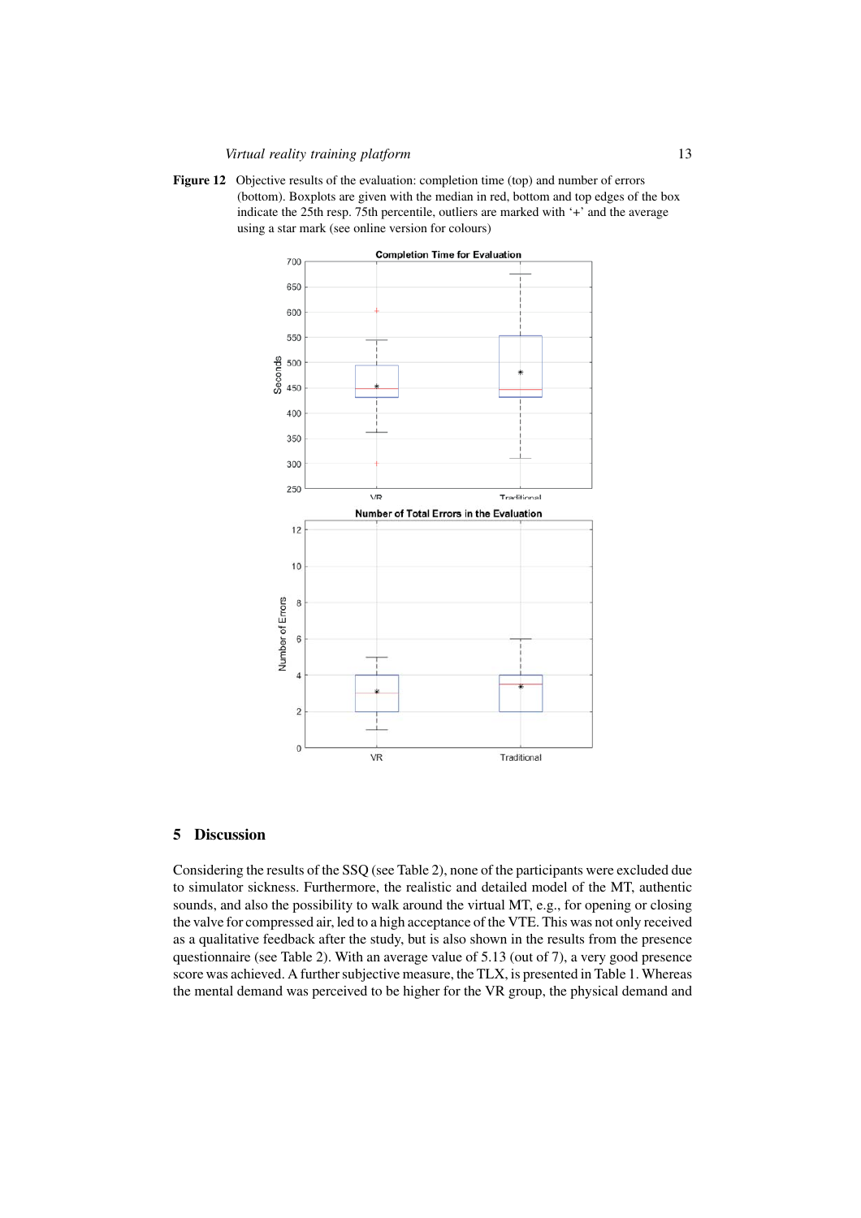**Figure 12** Objective results of the evaluation: completion time (top) and number of errors (bottom). Boxplots are given with the median in red, bottom and top edges of the box indicate the 25th resp. 75th percentile, outliers are marked with '+' and the average using a star mark (see online version for colours)

## 5 Discussion

Considering the results of the SSQ (see Table 2), none of the participants were excluded due to simulator sickness. Furthermore, the realistic and detailed model of the MT, authentic sounds, and also the possibility to walk around the virtual MT, e.g., for opening or closing the valve for compressed air, led to a high acceptance of the VTE. This was not only received as a qualitative feedback after the study, but is also shown in the results from the presence questionnaire (see Table 2). With an average value of 5.13 (out of 7), a very good presence score was achieved. A further subjective measure, the TLX, is presented in Table 1. Whereas the mental demand was perceived to be higher for the VR group, the physical demand and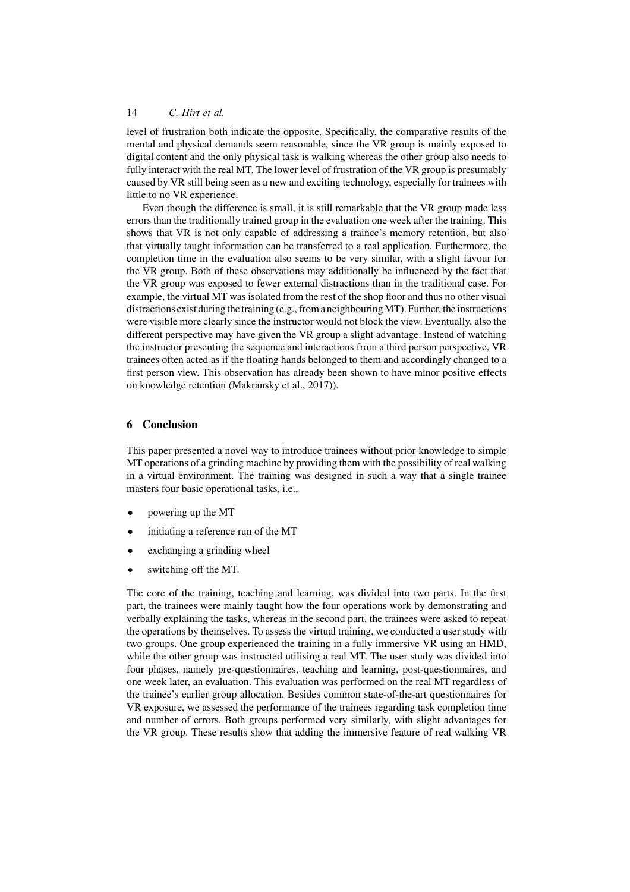level of frustration both indicate the opposite. Specifically, the comparative results of the mental and physical demands seem reasonable, since the VR group is mainly exposed to digital content and the only physical task is walking whereas the other group also needs to fully interact with the real MT. The lower level of frustration of the VR group is presumably caused by VR still being seen as a new and exciting technology, especially for trainees with little to no VR experience.

Even though the difference is small, it is still remarkable that the VR group made less errors than the traditionally trained group in the evaluation one week after the training. This shows that VR is not only capable of addressing a trainee's memory retention, but also that virtually taught information can be transferred to a real application. Furthermore, the completion time in the evaluation also seems to be very similar, with a slight favour for the VR group. Both of these observations may additionally be influenced by the fact that the VR group was exposed to fewer external distractions than in the traditional case. For example, the virtual MT was isolated from the rest of the shop floor and thus no other visual distractions exist during the training (e.g., from a neighbouring MT). Further, the instructions were visible more clearly since the instructor would not block the view. Eventually, also the different perspective may have given the VR group a slight advantage. Instead of watching the instructor presenting the sequence and interactions from a third person perspective, VR trainees often acted as if the floating hands belonged to them and accordingly changed to a first person view. This observation has already been shown to have minor positive effects on knowledge retention (Makransky et al., 2017)).

## 6 Conclusion

This paper presented a novel way to introduce trainees without prior knowledge to simple MT operations of a grinding machine by providing them with the possibility of real walking in a virtual environment. The training was designed in such a way that a single trainee masters four basic operational tasks, i.e.,

- powering up the MT
- initiating a reference run of the MT
- exchanging a grinding wheel
- switching off the MT.

The core of the training, teaching and learning, was divided into two parts. In the first part, the trainees were mainly taught how the four operations work by demonstrating and verbally explaining the tasks, whereas in the second part, the trainees were asked to repeat the operations by themselves. To assess the virtual training, we conducted a user study with two groups. One group experienced the training in a fully immersive VR using an HMD, while the other group was instructed utilising a real MT. The user study was divided into four phases, namely pre-questionnaires, teaching and learning, post-questionnaires, and one week later, an evaluation. This evaluation was performed on the real MT regardless of the trainee's earlier group allocation. Besides common state-of-the-art questionnaires for VR exposure, we assessed the performance of the trainees regarding task completion time and number of errors. Both groups performed very similarly, with slight advantages for the VR group. These results show that adding the immersive feature of real walking VR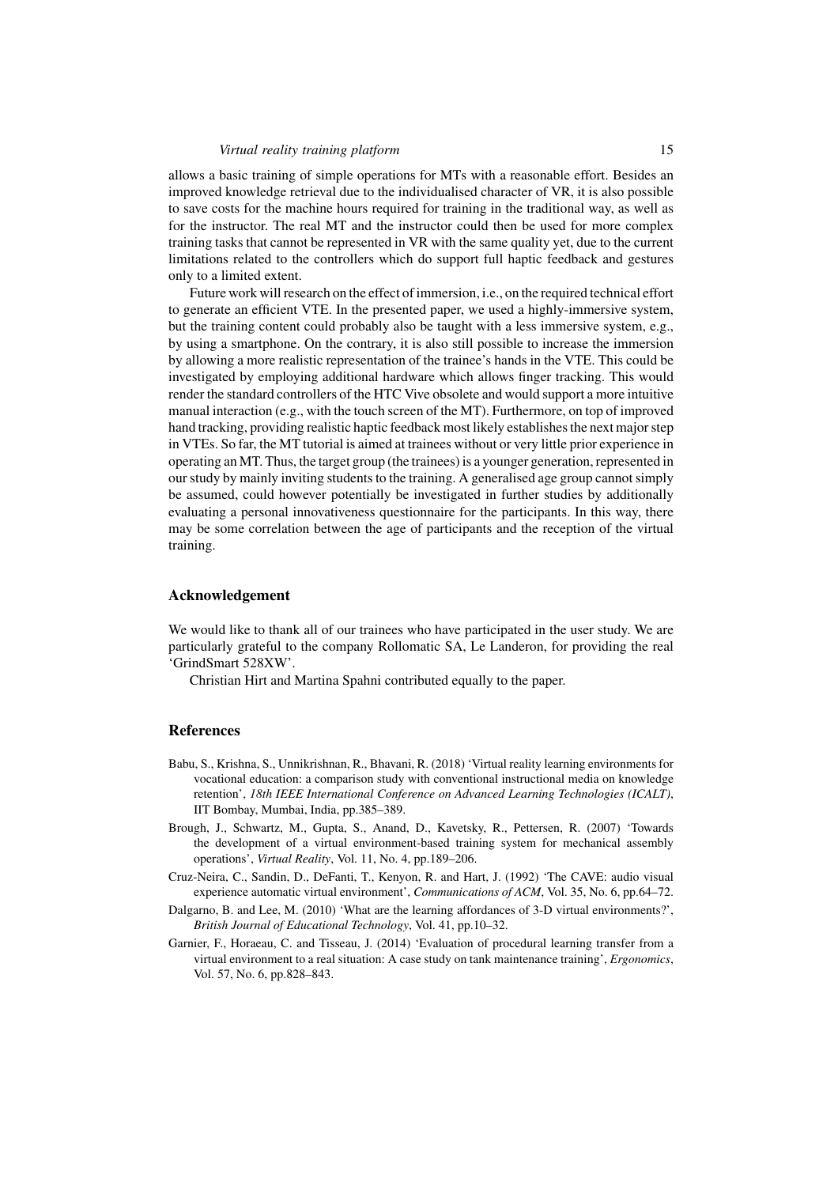allows a basic training of simple operations for MTs with a reasonable effort. Besides an improved knowledge retrieval due to the individualised character of VR, it is also possible to save costs for the machine hours required for training in the traditional way, as well as for the instructor. The real MT and the instructor could then be used for more complex training tasks that cannot be represented in VR with the same quality yet, due to the current limitations related to the controllers which do support full haptic feedback and gestures only to a limited extent.

Future work will research on the effect of immersion, i.e., on the required technical effort to generate an efficient VTE. In the presented paper, we used a highly-immersive system, but the training content could probably also be taught with a less immersive system, e.g., by using a smartphone. On the contrary, it is also still possible to increase the immersion by allowing a more realistic representation of the trainee's hands in the VTE. This could be investigated by employing additional hardware which allows finger tracking. This would render the standard controllers of the HTC Vive obsolete and would support a more intuitive manual interaction (e.g., with the touch screen of the MT). Furthermore, on top of improved hand tracking, providing realistic haptic feedback most likely establishes the next major step in VTEs. So far, the MT tutorial is aimed at trainees without or very little prior experience in operating an MT. Thus, the target group (the trainees) is a younger generation, represented in our study by mainly inviting students to the training. A generalised age group cannot simply be assumed, could however potentially be investigated in further studies by additionally evaluating a personal innovativeness questionnaire for the participants. In this way, there may be some correlation between the age of participants and the reception of the virtual training.

## Acknowledgement

We would like to thank all of our trainees who have participated in the user study. We are particularly grateful to the company Rollomatic SA, Le Landeron, for providing the real 'GrindSmart 528XW'.

Christian Hirt and Martina Spahni contributed equally to the paper.

## References

Babu, S., Krishna, S., Unnikrishnan, R., Bhavani, R. (2018) 'Virtual reality learning environments for vocational education: a comparison study with conventional instructional media on knowledge retention', *18th IEEE International Conference on Advanced Learning Technologies (ICALT)*, IIT Bombay, Mumbai, India, pp.385–389.

Brough, J., Schwartz, M., Gupta, S., Anand, D., Kavetsky, R., Pettersen, R. (2007) 'Towards the development of a virtual environment-based training system for mechanical assembly operations', *Virtual Reality*, Vol. 11, No. 4, pp.189–206.

Cruz-Neira, C., Sandin, D., DeFanti, T., Kenyon, R. and Hart, J. (1992) 'The CAVE: audio visual experience automatic virtual environment', *Communications of ACM*, Vol. 35, No. 6, pp.64–72.

Dalgarno, B. and Lee, M. (2010) 'What are the learning affordances of 3-D virtual environments?', *British Journal of Educational Technology*, Vol. 41, pp.10–32.

Garnier, F., Horaeau, C. and Tisseau, J. (2014) 'Evaluation of procedural learning transfer from a virtual environment to a real situation: A case study on tank maintenance training', *Ergonomics*, Vol. 57, No. 6, pp.828–843.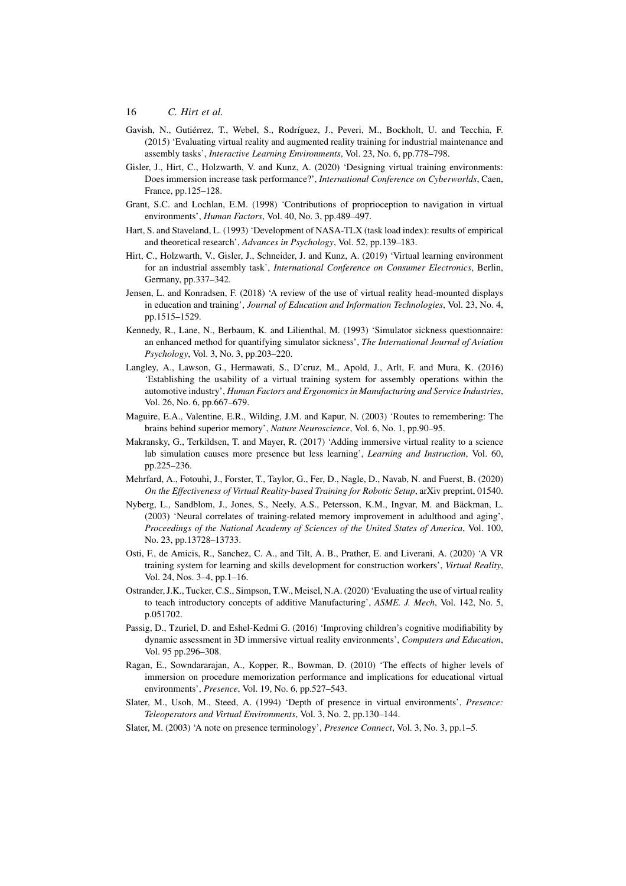Gavish, N., Gutiérrez, T., Webel, S., Rodríguez, J., Peveri, M., Bockholt, U. and Tecchia, F. (2015) 'Evaluating virtual reality and augmented reality training for industrial maintenance and assembly tasks', *Interactive Learning Environments*, Vol. 23, No. 6, pp.778–798.

Gisler, J., Hirt, C., Holzwarth, V. and Kunz, A. (2020) 'Designing virtual training environments: Does immersion increase task performance?', *International Conference on Cyberworlds*, Caen, France, pp.125–128.

Grant, S.C. and Lochlan, E.M. (1998) 'Contributions of proprioception to navigation in virtual environments', *Human Factors*, Vol. 40, No. 3, pp.489–497.

Hart, S. and Staveland, L. (1993) 'Development of NASA-TLX (task load index): results of empirical and theoretical research', *Advances in Psychology*, Vol. 52, pp.139–183.

Hirt, C., Holzwarth, V., Gisler, J., Schneider, J. and Kunz, A. (2019) 'Virtual learning environment for an industrial assembly task', *International Conference on Consumer Electronics*, Berlin, Germany, pp.337–342.

Jensen, L. and Konradsen, F. (2018) 'A review of the use of virtual reality head-mounted displays in education and training', *Journal of Education and Information Technologies*, Vol. 23, No. 4, pp.1515–1529.

Kennedy, R., Lane, N., Berbaum, K. and Lilienthal, M. (1993) 'Simulator sickness questionnaire: an enhanced method for quantifying simulator sickness', *The International Journal of Aviation Psychology*, Vol. 3, No. 3, pp.203–220.

Langley, A., Lawson, G., Hermawati, S., D'cruz, M., Apold, J., Arlt, F. and Mura, K. (2016) 'Establishing the usability of a virtual training system for assembly operations within the automotive industry', *Human Factors and Ergonomics in Manufacturing and Service Industries*, Vol. 26, No. 6, pp.667–679.

Maguire, E.A., Valentine, E.R., Wilding, J.M. and Kapur, N. (2003) 'Routes to remembering: The brains behind superior memory', *Nature Neuroscience*, Vol. 6, No. 1, pp.90–95.

Makransky, G., Terkildsen, T. and Mayer, R. (2017) 'Adding immersive virtual reality to a science lab simulation causes more presence but less learning', *Learning and Instruction*, Vol. 60, pp.225–236.

Mehrfard, A., Fotouhi, J., Forster, T., Taylor, G., Fer, D., Nagle, D., Navab, N. and Fuerst, B. (2020) *On the Effectiveness of Virtual Reality-based Training for Robotic Setup*, arXiv preprint, 01540.

Nyberg, L., Sandblom, J., Jones, S., Neely, A.S., Petersson, K.M., Ingvar, M. and Bäckman, L. (2003) 'Neural correlates of training-related memory improvement in adulthood and aging', *Proceedings of the National Academy of Sciences of the United States of America*, Vol. 100, No. 23, pp.13728–13733.

Osti, F., de Amicis, R., Sanchez, C. A., and Tilt, A. B., Prather, E. and Liverani, A. (2020) 'A VR training system for learning and skills development for construction workers', *Virtual Reality*, Vol. 24, Nos. 3–4, pp.1–16.

Ostrander, J.K., Tucker, C.S., Simpson, T.W., Meisel, N.A. (2020) 'Evaluating the use of virtual reality to teach introductory concepts of additive Manufacturing', *ASME. J. Mech*, Vol. 142, No. 5, p.051702.

Passig, D., Tzuriel, D. and Eshel-Kedmi G. (2016) 'Improving children's cognitive modifiability by dynamic assessment in 3D immersive virtual reality environments', *Computers and Education*, Vol. 95 pp.296–308.

Ragan, E., Sowndararajan, A., Kopper, R., Bowman, D. (2010) 'The effects of higher levels of immersion on procedure memorization performance and implications for educational virtual environments', *Presence*, Vol. 19, No. 6, pp.527–543.

Slater, M., Usoh, M., Steed, A. (1994) 'Depth of presence in virtual environments', *Presence: Teleoperators and Virtual Environments*, Vol. 3, No. 2, pp.130–144.

Slater, M. (2003) 'A note on presence terminology', *Presence Connect*, Vol. 3, No. 3, pp.1–5.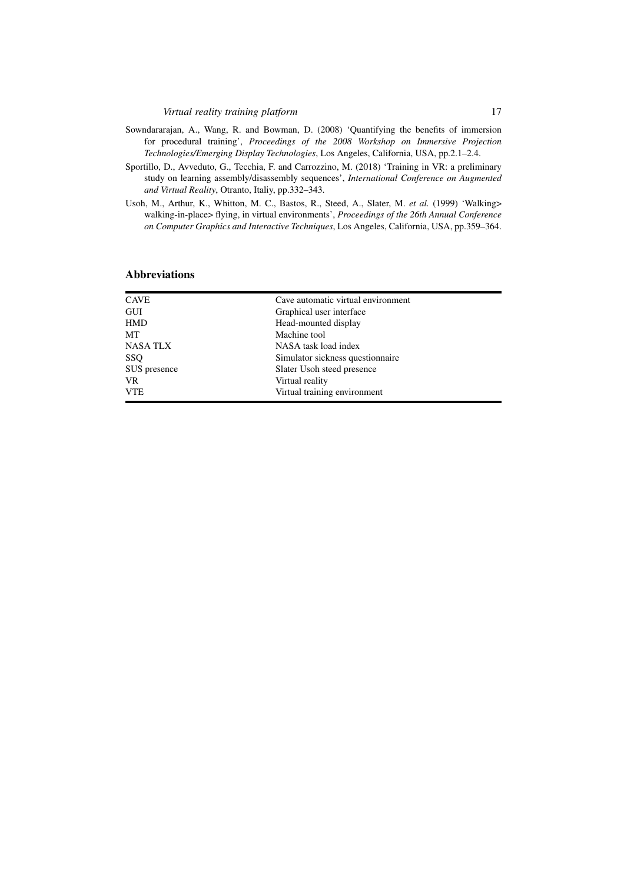Sowndararajan, A., Wang, R. and Bowman, D. (2008) 'Quantifying the benefits of immersion for procedural training', *Proceedings of the 2008 Workshop on Immersive Projection Technologies/Emerging Display Technologies*, Los Angeles, California, USA, pp.2.1–2.4.

Sportillo, D., Avveduto, G., Tecchia, F. and Carrozzino, M. (2018) 'Training in VR: a preliminary study on learning assembly/disassembly sequences', *International Conference on Augmented and Virtual Reality*, Otranto, Italiy, pp.332–343.

Usoh, M., Arthur, K., Whitton, M. C., Bastos, R., Steed, A., Slater, M. *et al.* (1999) 'Walking> walking-in-place> flying, in virtual environments', *Proceedings of the 26th Annual Conference on Computer Graphics and Interactive Techniques*, Los Angeles, California, USA, pp.359–364.

## Abbreviations

| | |
|---|---|
| CAVE | Cave automatic virtual environment |
| GUI | Graphical user interface |
| HMD | Head-mounted display |
| MT | Machine tool |
| NASA TLX | NASA task load index |
| SSQ | Simulator sickness questionnaire |
| SUS presence | Slater Usoh steed presence |
| VR | Virtual reality |
| VTE | Virtual training environment |